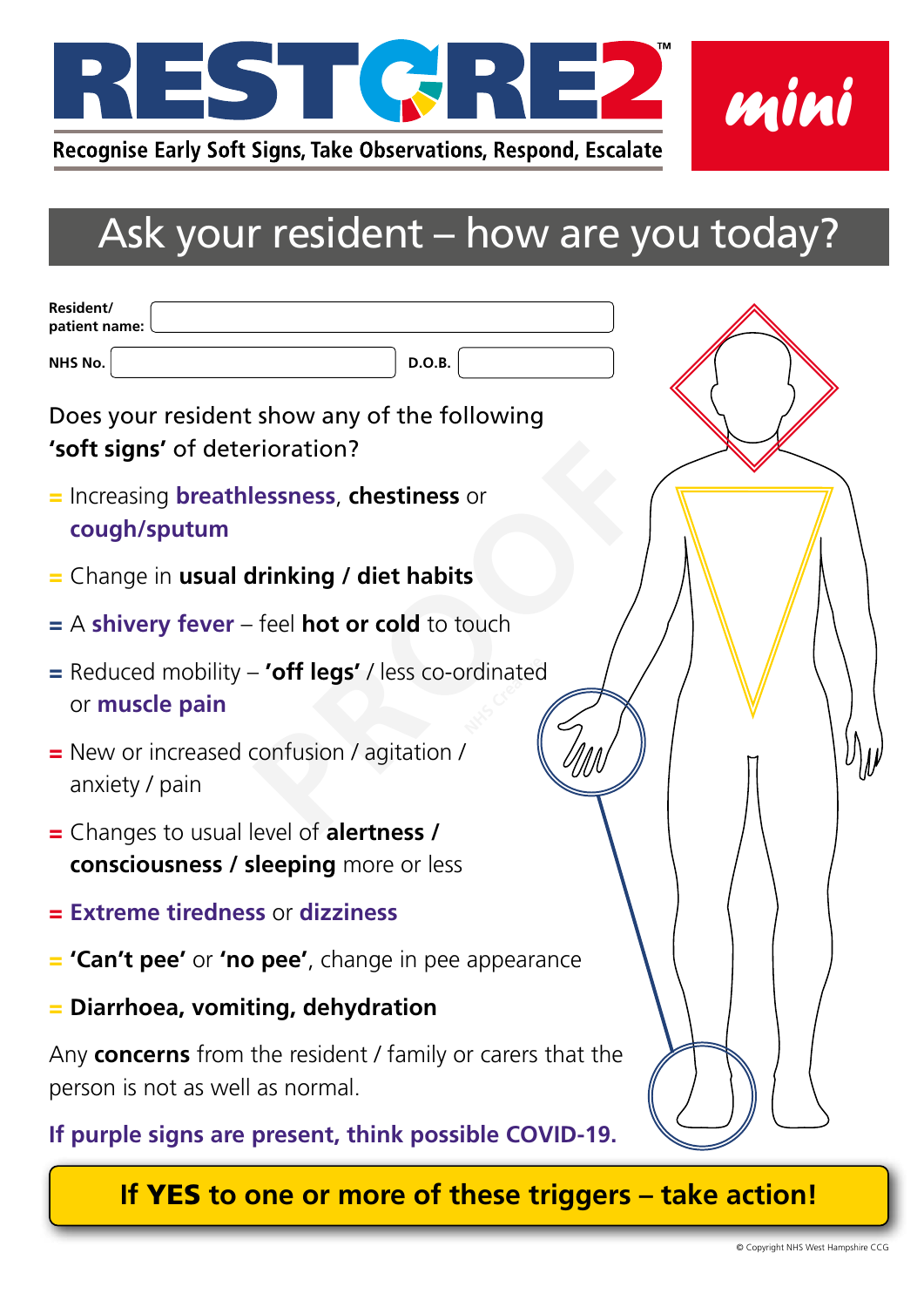# RESTORE2™ mini

Recognise Early Soft Signs, Take Observations, Respond, Escalate

## Ask your resident – how are you today?

Resident/ patient name:

NHS No. D.O.B.

Does your resident show any of the following **'soft signs'** of deterioration?

- Increasing **breathlessness**, **chestiness** or **cough/sputum**
- Change in **usual drinking / diet habits**
- A **shivery fever** – feel **hot or cold** to touch
- Reduced mobility – **'off legs'** / less co-ordinated or **muscle pain**
- New or increased confusion / agitation / anxiety / pain
- Changes to usual level of **alertness / consciousness / sleeping** more or less
- **Extreme tiredness** or **dizziness**
- **'Can't pee'** or **'no pee'**, change in pee appearance
- **Diarrhoea, vomiting, dehydration**

Any **concerns** from the resident / family or carers that the person is not as well as normal.

**If purple signs are present, think possible COVID-19.**

**If YES to one or more of these triggers – take action!**

© Copyright NHS West Hampshire CCG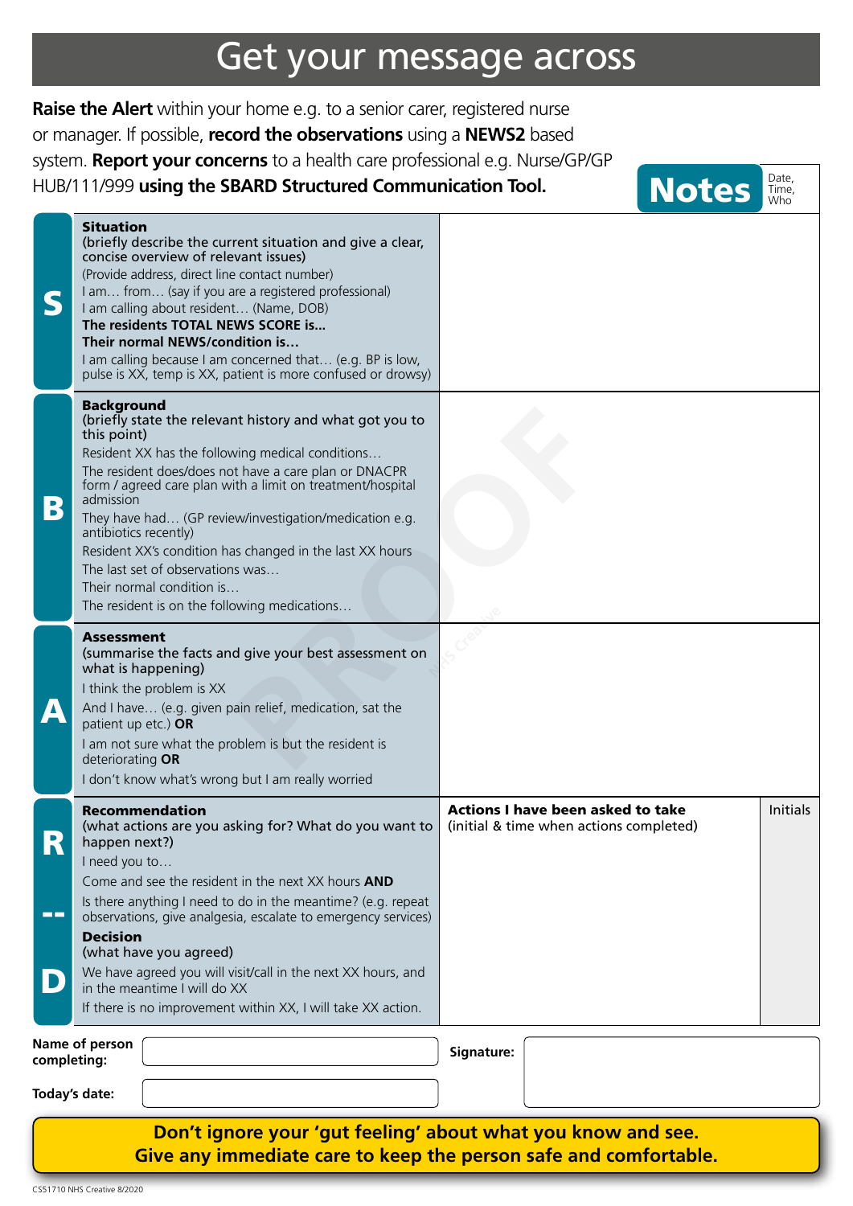# Get your message across

**Raise the Alert** within your home e.g. to a senior carer, registered nurse or manager. If possible, **record the observations** using a **NEWS2** based system. **Report your concerns** to a health care professional e.g. Nurse/GP/GP HUB/111/999 **using the SBARD Structured Communication Tool.**

| | | Notes | Date, Time, Who |
|---|---|---|---|
| **S** | **Situation**<br>**(briefly describe the current situation and give a clear, concise overview of relevant issues)**<br>(Provide address, direct line contact number)<br>I am… from… (say if you are a registered professional)<br>I am calling about resident… (Name, DOB)<br>**The residents TOTAL NEWS SCORE is…**<br>**Their normal NEWS/condition is…**<br>I am calling because I am concerned that… (e.g. BP is low, pulse is XX, temp is XX, patient is more confused or drowsy) | | |
| **B** | **Background**<br>**(briefly state the relevant history and what got you to this point)**<br>Resident XX has the following medical conditions…<br>The resident does/does not have a care plan or DNACPR form / agreed care plan with a limit on treatment/hospital admission<br>They have had… (GP review/investigation/medication e.g. antibiotics recently)<br>Resident XX's condition has changed in the last XX hours<br>The last set of observations was…<br>Their normal condition is…<br>The resident is on the following medications… | | |
| **A** | **Assessment**<br>**(summarise the facts and give your best assessment on what is happening)**<br>I think the problem is XX<br>And I have… (e.g. given pain relief, medication, sat the patient up etc.) **OR**<br>I am not sure what the problem is but the resident is deteriorating **OR**<br>I don't know what's wrong but I am really worried | | |
| **R -- D** | **Recommendation**<br>**(what actions are you asking for? What do you want to happen next?)**<br>I need you to…<br>Come and see the resident in the next XX hours **AND**<br>Is there anything I need to do in the meantime? (e.g. repeat observations, give analgesia, escalate to emergency services)<br>**Decision**<br>**(what have you agreed)**<br>We have agreed you will visit/call in the next XX hours, and in the meantime I will do XX<br>If there is no improvement within XX, I will take XX action. | **Actions I have been asked to take**<br>(initial & time when actions completed) | Initials |

**Name of person completing:**

**Signature:**

**Today's date:**

**Don't ignore your 'gut feeling' about what you know and see.**
**Give any immediate care to keep the person safe and comfortable.**

CS51710 NHS Creative 8/2020